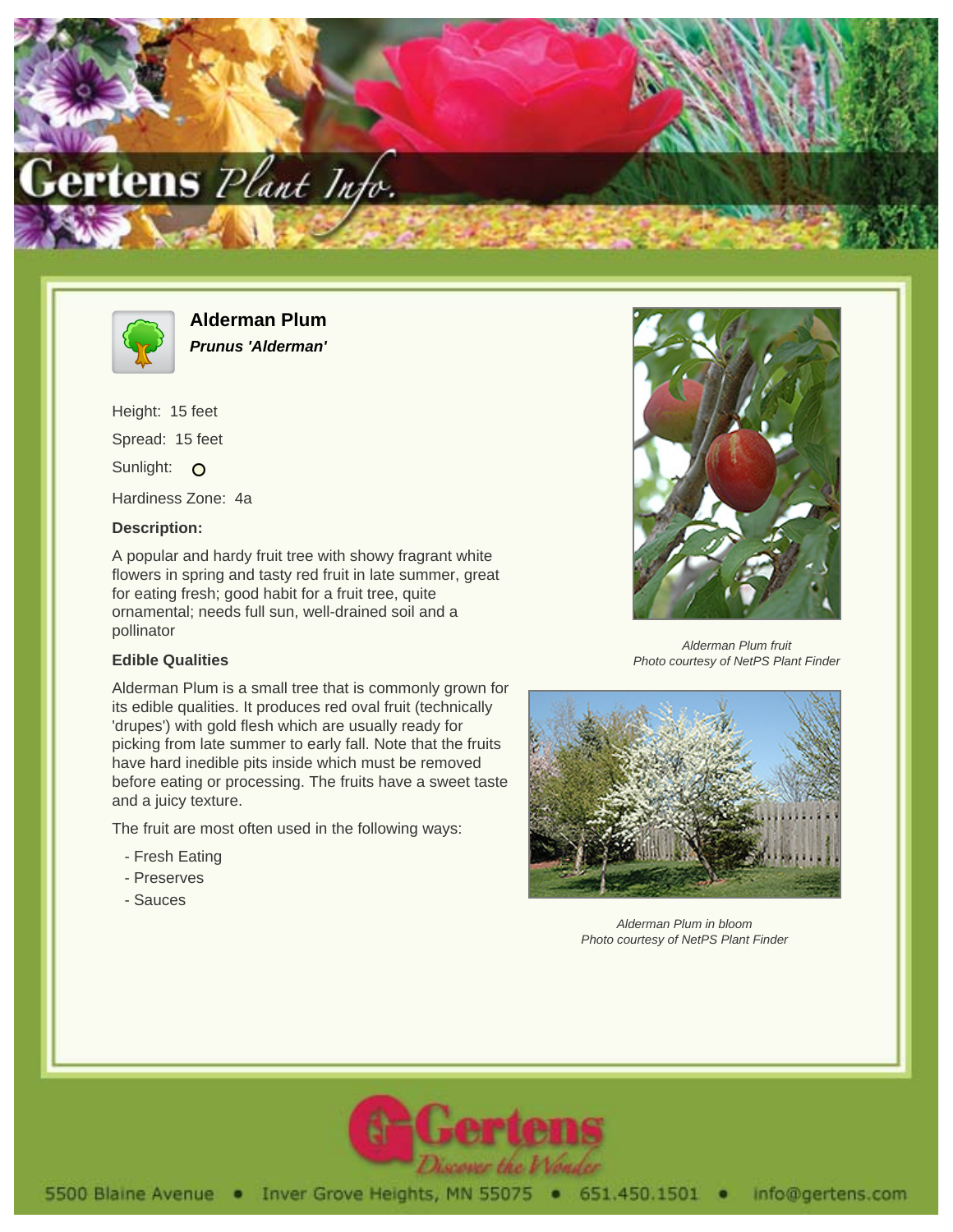# Alderman Plum

***Prunus 'Alderman'***

Height: 15 feet

Spread: 15 feet

Sunlight: O

Hardiness Zone: 4a

**Description:**

A popular and hardy fruit tree with showy fragrant white flowers in spring and tasty red fruit in late summer, great for eating fresh; good habit for a fruit tree, quite ornamental; needs full sun, well-drained soil and a pollinator

**Edible Qualities**

Alderman Plum is a small tree that is commonly grown for its edible qualities. It produces red oval fruit (technically 'drupes') with gold flesh which are usually ready for picking from late summer to early fall. Note that the fruits have hard inedible pits inside which must be removed before eating or processing. The fruits have a sweet taste and a juicy texture.

The fruit are most often used in the following ways:

- Fresh Eating
- Preserves
- Sauces

*Alderman Plum fruit*
*Photo courtesy of NetPS Plant Finder*

*Alderman Plum in bloom*
*Photo courtesy of NetPS Plant Finder*

5500 Blaine Avenue • Inver Grove Heights, MN 55075 • 651.450.1501 • info@gertens.com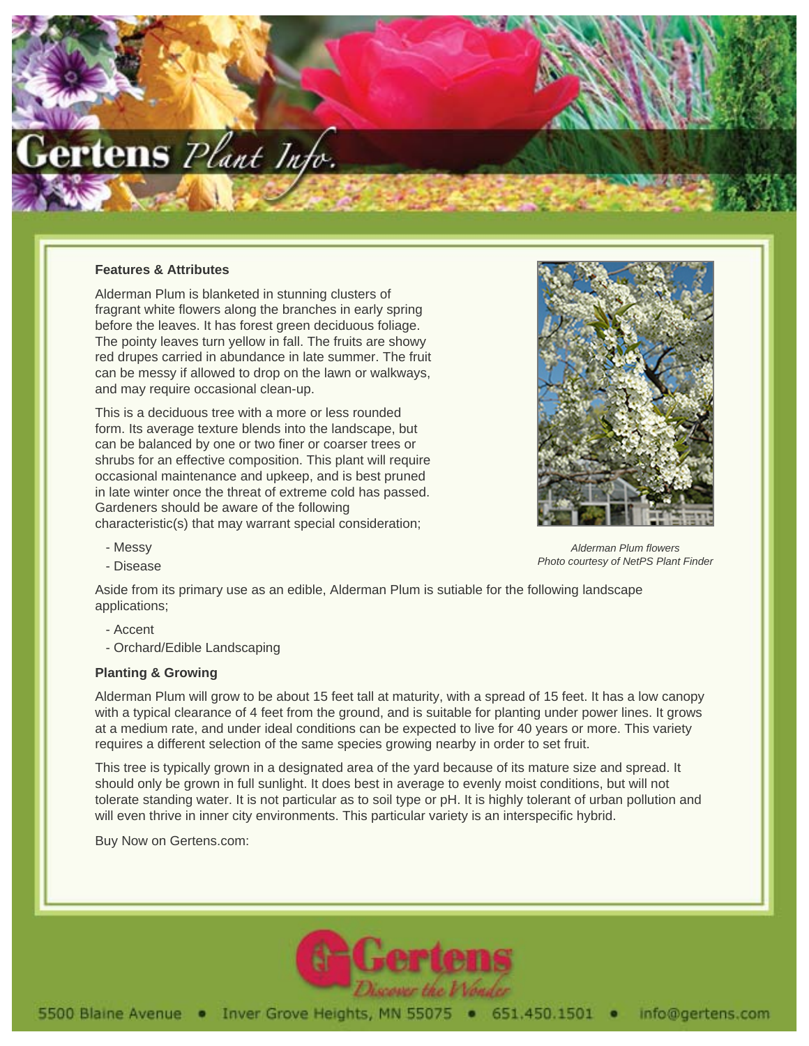### Features & Attributes

Alderman Plum is blanketed in stunning clusters of fragrant white flowers along the branches in early spring before the leaves. It has forest green deciduous foliage. The pointy leaves turn yellow in fall. The fruits are showy red drupes carried in abundance in late summer. The fruit can be messy if allowed to drop on the lawn or walkways, and may require occasional clean-up.

This is a deciduous tree with a more or less rounded form. Its average texture blends into the landscape, but can be balanced by one or two finer or coarser trees or shrubs for an effective composition. This plant will require occasional maintenance and upkeep, and is best pruned in late winter once the threat of extreme cold has passed. Gardeners should be aware of the following characteristic(s) that may warrant special consideration;

- Messy
- Disease

*Alderman Plum flowers*
*Photo courtesy of NetPS Plant Finder*

Aside from its primary use as an edible, Alderman Plum is sutiable for the following landscape applications;

- Accent
- Orchard/Edible Landscaping

### Planting & Growing

Alderman Plum will grow to be about 15 feet tall at maturity, with a spread of 15 feet. It has a low canopy with a typical clearance of 4 feet from the ground, and is suitable for planting under power lines. It grows at a medium rate, and under ideal conditions can be expected to live for 40 years or more. This variety requires a different selection of the same species growing nearby in order to set fruit.

This tree is typically grown in a designated area of the yard because of its mature size and spread. It should only be grown in full sunlight. It does best in average to evenly moist conditions, but will not tolerate standing water. It is not particular as to soil type or pH. It is highly tolerant of urban pollution and will even thrive in inner city environments. This particular variety is an interspecific hybrid.

Buy Now on Gertens.com:

5500 Blaine Avenue • Inver Grove Heights, MN 55075 • 651.450.1501 • info@gertens.com